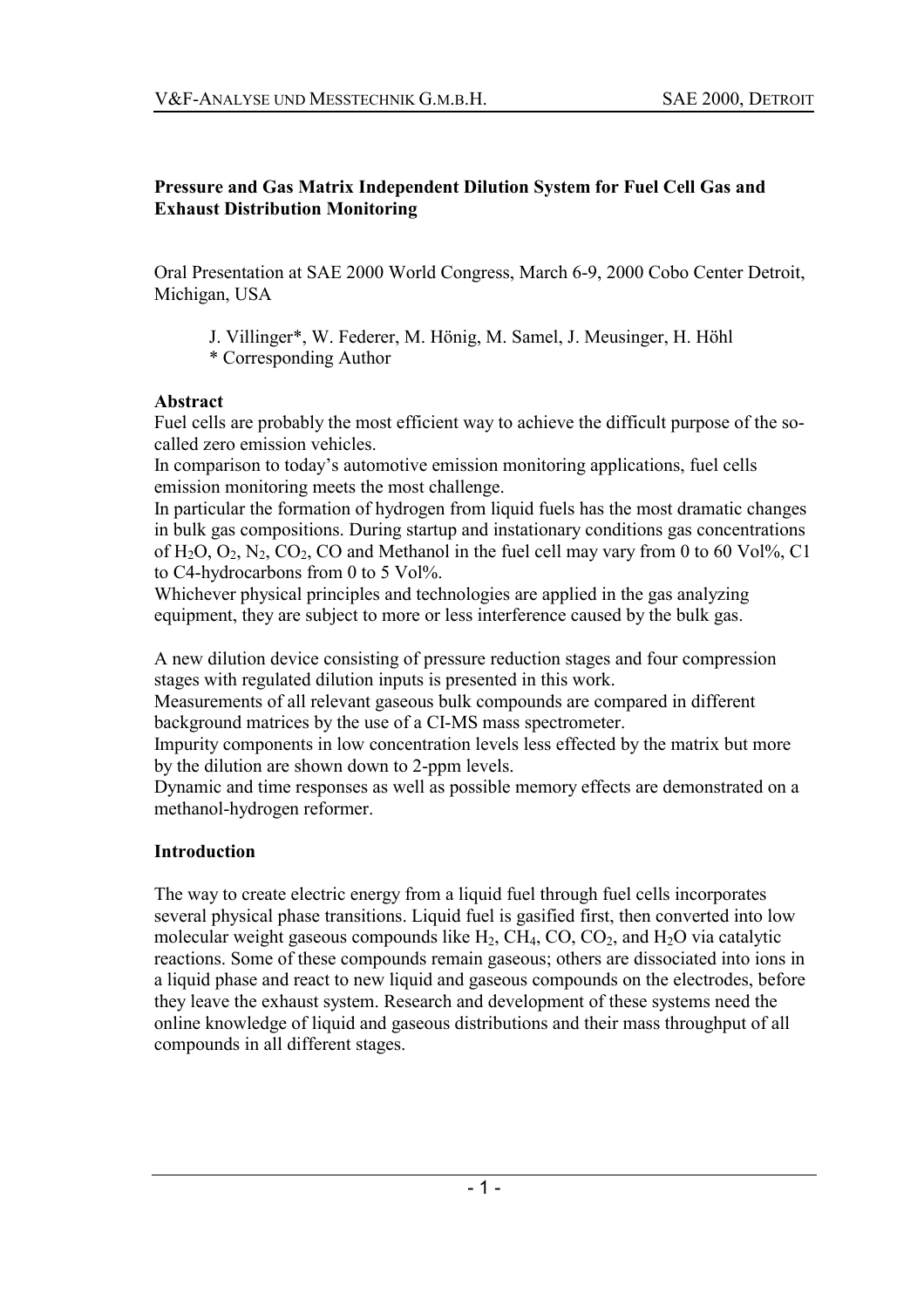**Pressure and Gas Matrix Independent Dilution System for Fuel Cell Gas and Exhaust Distribution Monitoring**

Oral Presentation at SAE 2000 World Congress, March 6-9, 2000 Cobo Center Detroit, Michigan, USA

J. Villinger*, W. Federer, M. Hönig, M. Samel, J. Meusinger, H. Höhl
\* Corresponding Author

**Abstract**

Fuel cells are probably the most efficient way to achieve the difficult purpose of the so-called zero emission vehicles.
In comparison to today's automotive emission monitoring applications, fuel cells emission monitoring meets the most challenge.
In particular the formation of hydrogen from liquid fuels has the most dramatic changes in bulk gas compositions. During startup and instationary conditions gas concentrations of $H_2O$, $O_2$, $N_2$, $CO_2$, CO and Methanol in the fuel cell may vary from 0 to 60 Vol%, C1 to C4-hydrocarbons from 0 to 5 Vol%.
Whichever physical principles and technologies are applied in the gas analyzing equipment, they are subject to more or less interference caused by the bulk gas.

A new dilution device consisting of pressure reduction stages and four compression stages with regulated dilution inputs is presented in this work.
Measurements of all relevant gaseous bulk compounds are compared in different background matrices by the use of a CI-MS mass spectrometer.
Impurity components in low concentration levels less effected by the matrix but more by the dilution are shown down to 2-ppm levels.
Dynamic and time responses as well as possible memory effects are demonstrated on a methanol-hydrogen reformer.

**Introduction**

The way to create electric energy from a liquid fuel through fuel cells incorporates several physical phase transitions. Liquid fuel is gasified first, then converted into low molecular weight gaseous compounds like $H_2$, $CH_4$, CO, $CO_2$, and $H_2O$ via catalytic reactions. Some of these compounds remain gaseous; others are dissociated into ions in a liquid phase and react to new liquid and gaseous compounds on the electrodes, before they leave the exhaust system. Research and development of these systems need the online knowledge of liquid and gaseous distributions and their mass throughput of all compounds in all different stages.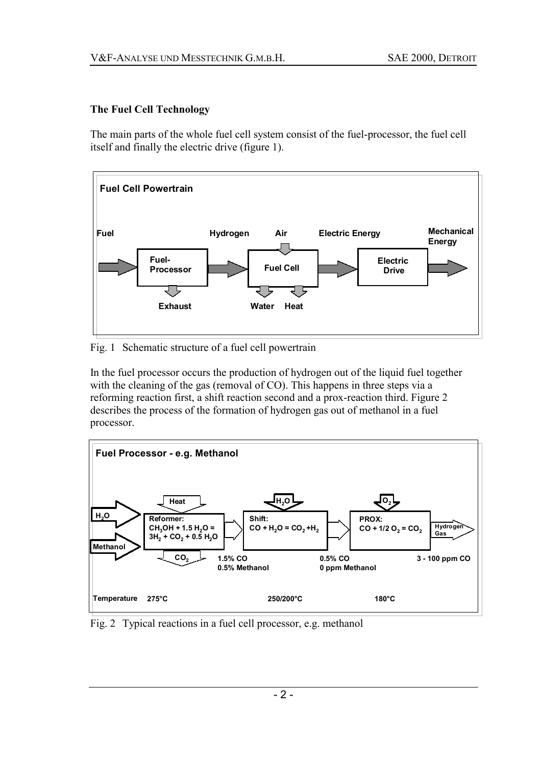### The Fuel Cell Technology

The main parts of the whole fuel cell system consist of the fuel-processor, the fuel cell itself and finally the electric drive (figure 1).

**Fuel Cell Powertrain**

Fuel → Fuel-Processor → Hydrogen → Fuel Cell (Air in) → Electric Energy → Electric Drive → Mechanical Energy

Fuel-Processor: Exhaust; Fuel Cell: Water, Heat

Fig. 1 Schematic structure of a fuel cell powertrain

In the fuel processor occurs the production of hydrogen out of the liquid fuel together with the cleaning of the gas (removal of CO). This happens in three steps via a reforming reaction first, a shift reaction second and a prox-reaction third. Figure 2 describes the process of the formation of hydrogen gas out of methanol in a fuel processor.

**Fuel Processor - e.g. Methanol**

| | Reformer | Shift | PROX |
|---|---|---|---|
| Input | $H_2O$, Methanol, Heat | $H_2O$ | $O_2$ |
| Reaction | $CH_3OH + 1.5\ H_2O = 3H_2 + CO_2 + 0.5\ H_2O$ | $CO + H_2O = CO_2 + H_2$ | $CO + 1/2\ O_2 = CO_2$ |
| Output | $CO_2$; 1.5% CO, 0.5% Methanol | 0.5% CO, 0 ppm Methanol | Hydrogen Gas; 3 - 100 ppm CO |
| Temperature | 275°C | 250/200°C | 180°C |

Fig. 2 Typical reactions in a fuel cell processor, e.g. methanol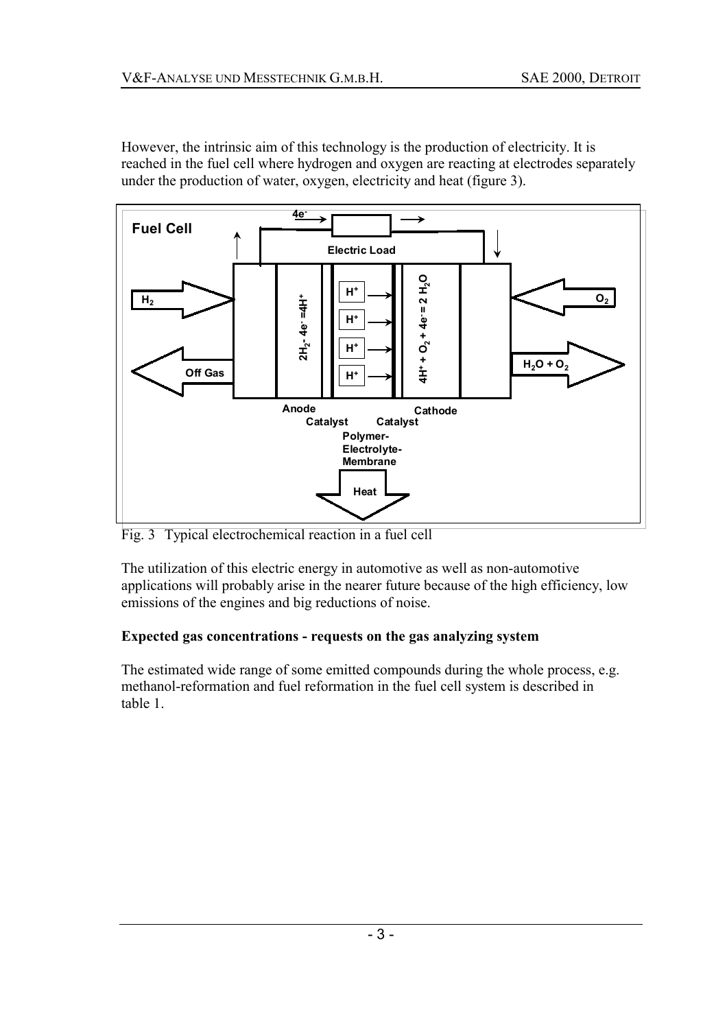However, the intrinsic aim of this technology is the production of electricity. It is reached in the fuel cell where hydrogen and oxygen are reacting at electrodes separately under the production of water, oxygen, electricity and heat (figure 3).

Fig. 3 Typical electrochemical reaction in a fuel cell

The utilization of this electric energy in automotive as well as non-automotive applications will probably arise in the nearer future because of the high efficiency, low emissions of the engines and big reductions of noise.

**Expected gas concentrations - requests on the gas analyzing system**

The estimated wide range of some emitted compounds during the whole process, e.g. methanol-reformation and fuel reformation in the fuel cell system is described in table 1.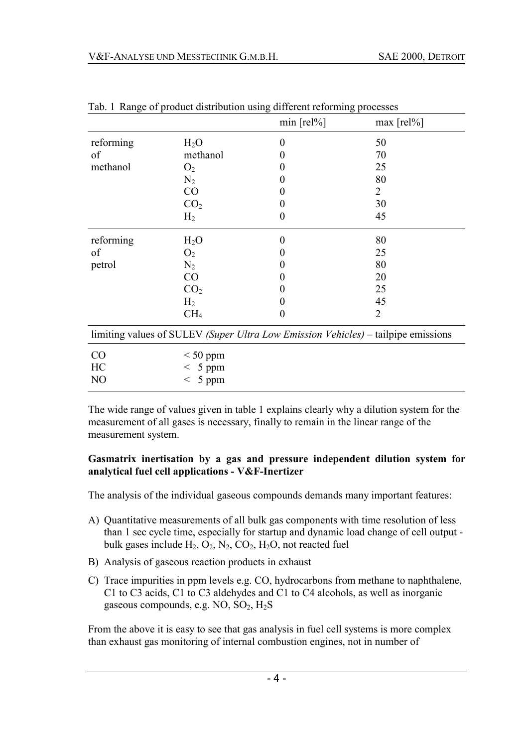Tab. 1 Range of product distribution using different reforming processes

| | | min [rel%] | max [rel%] |
|---|---|---|---|
| reforming of methanol | $H_2O$ | 0 | 50 |
| | methanol | 0 | 70 |
| | $O_2$ | 0 | 25 |
| | $N_2$ | 0 | 80 |
| | CO | 0 | 2 |
| | $CO_2$ | 0 | 30 |
| | $H_2$ | 0 | 45 |
| reforming of petrol | $H_2O$ | 0 | 80 |
| | $O_2$ | 0 | 25 |
| | $N_2$ | 0 | 80 |
| | CO | 0 | 20 |
| | $CO_2$ | 0 | 25 |
| | $H_2$ | 0 | 45 |
| | $CH_4$ | 0 | 2 |
| limiting values of SULEV *(Super Ultra Low Emission Vehicles)* – tailpipe emissions | | | |
| CO | < 50 ppm | | |
| HC | < 5 ppm | | |
| NO | < 5 ppm | | |

The wide range of values given in table 1 explains clearly why a dilution system for the measurement of all gases is necessary, finally to remain in the linear range of the measurement system.

**Gasmatrix inertisation by a gas and pressure independent dilution system for analytical fuel cell applications - V&F-Inertizer**

The analysis of the individual gaseous compounds demands many important features:

A) Quantitative measurements of all bulk gas components with time resolution of less than 1 sec cycle time, especially for startup and dynamic load change of cell output - bulk gases include $H_2$, $O_2$, $N_2$, $CO_2$, $H_2O$, not reacted fuel

B) Analysis of gaseous reaction products in exhaust

C) Trace impurities in ppm levels e.g. CO, hydrocarbons from methane to naphthalene, C1 to C3 acids, C1 to C3 aldehydes and C1 to C4 alcohols, as well as inorganic gaseous compounds, e.g. NO, $SO_2$, $H_2S$

From the above it is easy to see that gas analysis in fuel cell systems is more complex than exhaust gas monitoring of internal combustion engines, not in number of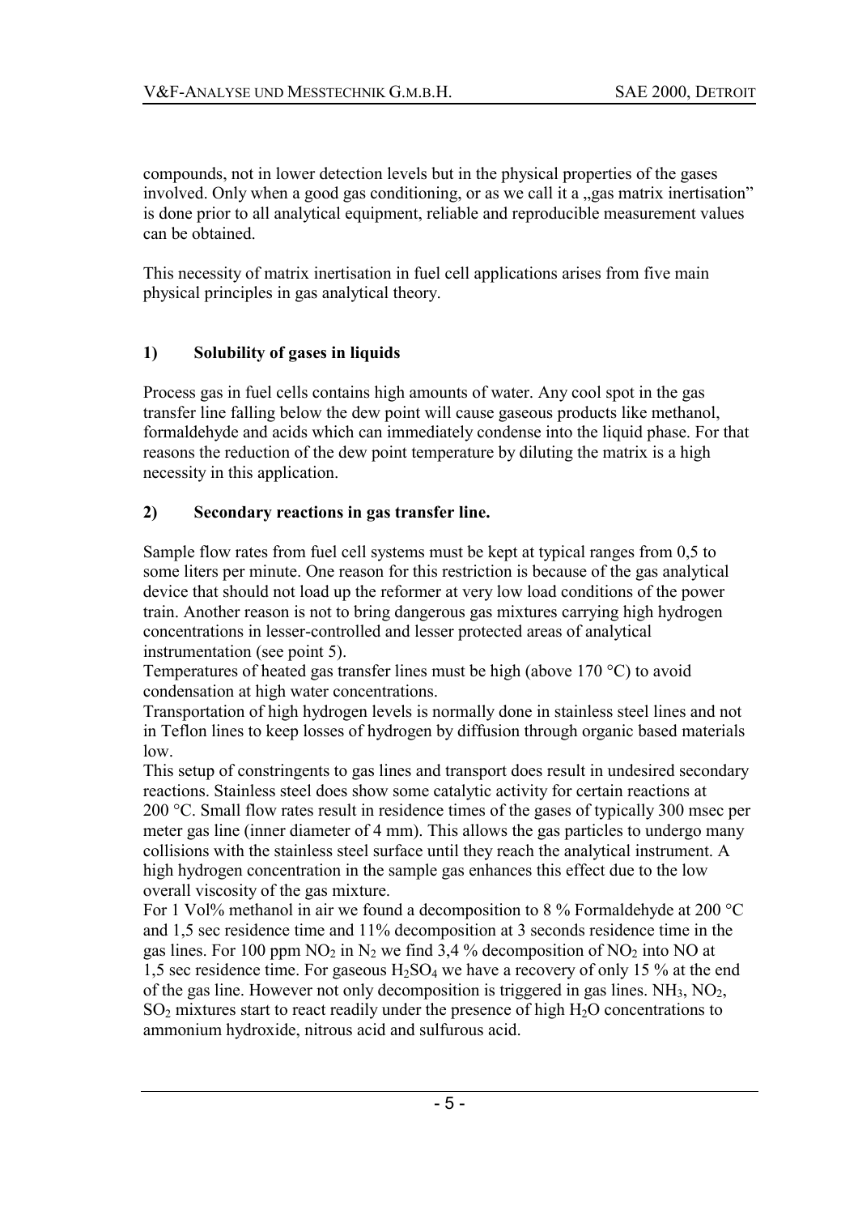compounds, not in lower detection levels but in the physical properties of the gases involved. Only when a good gas conditioning, or as we call it a „gas matrix inertisation" is done prior to all analytical equipment, reliable and reproducible measurement values can be obtained.

This necessity of matrix inertisation in fuel cell applications arises from five main physical principles in gas analytical theory.

### 1) Solubility of gases in liquids

Process gas in fuel cells contains high amounts of water. Any cool spot in the gas transfer line falling below the dew point will cause gaseous products like methanol, formaldehyde and acids which can immediately condense into the liquid phase. For that reasons the reduction of the dew point temperature by diluting the matrix is a high necessity in this application.

### 2) Secondary reactions in gas transfer line.

Sample flow rates from fuel cell systems must be kept at typical ranges from 0,5 to some liters per minute. One reason for this restriction is because of the gas analytical device that should not load up the reformer at very low load conditions of the power train. Another reason is not to bring dangerous gas mixtures carrying high hydrogen concentrations in lesser-controlled and lesser protected areas of analytical instrumentation (see point 5).
Temperatures of heated gas transfer lines must be high (above 170 °C) to avoid condensation at high water concentrations.
Transportation of high hydrogen levels is normally done in stainless steel lines and not in Teflon lines to keep losses of hydrogen by diffusion through organic based materials low.
This setup of constringents to gas lines and transport does result in undesired secondary reactions. Stainless steel does show some catalytic activity for certain reactions at 200 °C. Small flow rates result in residence times of the gases of typically 300 msec per meter gas line (inner diameter of 4 mm). This allows the gas particles to undergo many collisions with the stainless steel surface until they reach the analytical instrument. A high hydrogen concentration in the sample gas enhances this effect due to the low overall viscosity of the gas mixture.
For 1 Vol% methanol in air we found a decomposition to 8 % Formaldehyde at 200 °C and 1,5 sec residence time and 11% decomposition at 3 seconds residence time in the gas lines. For 100 ppm $NO_2$ in $N_2$ we find 3,4 % decomposition of $NO_2$ into NO at 1,5 sec residence time. For gaseous $H_2SO_4$ we have a recovery of only 15 % at the end of the gas line. However not only decomposition is triggered in gas lines. $NH_3$, $NO_2$, $SO_2$ mixtures start to react readily under the presence of high $H_2O$ concentrations to ammonium hydroxide, nitrous acid and sulfurous acid.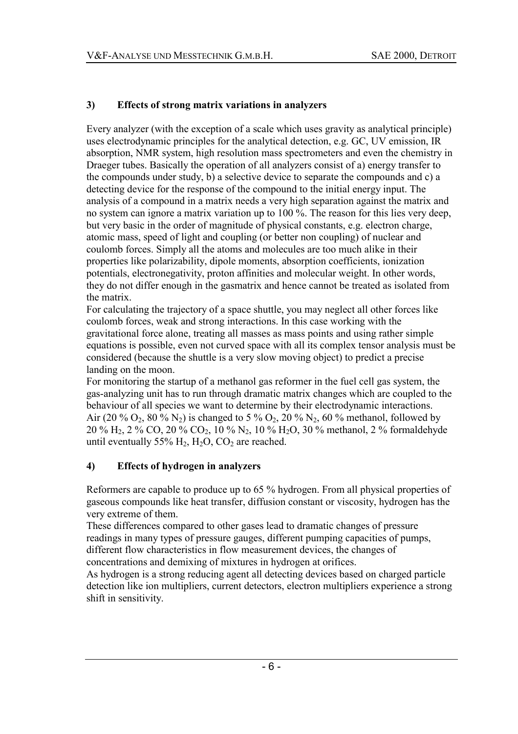## 3) Effects of strong matrix variations in analyzers

Every analyzer (with the exception of a scale which uses gravity as analytical principle) uses electrodynamic principles for the analytical detection, e.g. GC, UV emission, IR absorption, NMR system, high resolution mass spectrometers and even the chemistry in Draeger tubes. Basically the operation of all analyzers consist of a) energy transfer to the compounds under study, b) a selective device to separate the compounds and c) a detecting device for the response of the compound to the initial energy input. The analysis of a compound in a matrix needs a very high separation against the matrix and no system can ignore a matrix variation up to 100 %. The reason for this lies very deep, but very basic in the order of magnitude of physical constants, e.g. electron charge, atomic mass, speed of light and coupling (or better non coupling) of nuclear and coulomb forces. Simply all the atoms and molecules are too much alike in their properties like polarizability, dipole moments, absorption coefficients, ionization potentials, electronegativity, proton affinities and molecular weight. In other words, they do not differ enough in the gasmatrix and hence cannot be treated as isolated from the matrix.

For calculating the trajectory of a space shuttle, you may neglect all other forces like coulomb forces, weak and strong interactions. In this case working with the gravitational force alone, treating all masses as mass points and using rather simple equations is possible, even not curved space with all its complex tensor analysis must be considered (because the shuttle is a very slow moving object) to predict a precise landing on the moon.

For monitoring the startup of a methanol gas reformer in the fuel cell gas system, the gas-analyzing unit has to run through dramatic matrix changes which are coupled to the behaviour of all species we want to determine by their electrodynamic interactions. Air (20 % $O_2$, 80 % $N_2$) is changed to 5 % $O_2$, 20 % $N_2$, 60 % methanol, followed by 20 % $H_2$, 2 % CO, 20 % $CO_2$, 10 % $N_2$, 10 % $H_2O$, 30 % methanol, 2 % formaldehyde until eventually 55% $H_2$, $H_2O$, $CO_2$ are reached.

## 4) Effects of hydrogen in analyzers

Reformers are capable to produce up to 65 % hydrogen. From all physical properties of gaseous compounds like heat transfer, diffusion constant or viscosity, hydrogen has the very extreme of them.

These differences compared to other gases lead to dramatic changes of pressure readings in many types of pressure gauges, different pumping capacities of pumps, different flow characteristics in flow measurement devices, the changes of concentrations and demixing of mixtures in hydrogen at orifices.

As hydrogen is a strong reducing agent all detecting devices based on charged particle detection like ion multipliers, current detectors, electron multipliers experience a strong shift in sensitivity.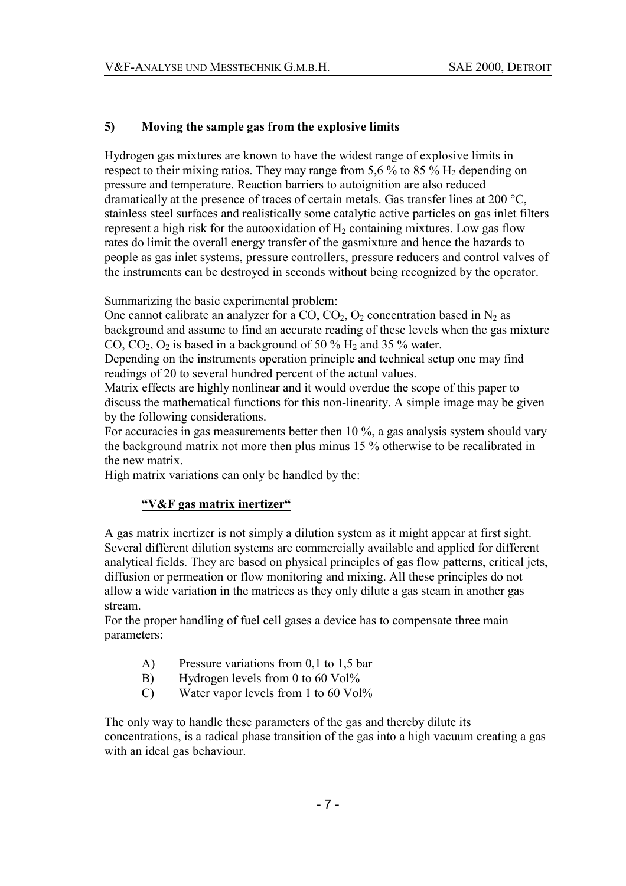## 5) Moving the sample gas from the explosive limits

Hydrogen gas mixtures are known to have the widest range of explosive limits in respect to their mixing ratios. They may range from 5,6 % to 85 % $H_2$ depending on pressure and temperature. Reaction barriers to autoignition are also reduced dramatically at the presence of traces of certain metals. Gas transfer lines at 200 °C, stainless steel surfaces and realistically some catalytic active particles on gas inlet filters represent a high risk for the autooxidation of $H_2$ containing mixtures. Low gas flow rates do limit the overall energy transfer of the gasmixture and hence the hazards to people as gas inlet systems, pressure controllers, pressure reducers and control valves of the instruments can be destroyed in seconds without being recognized by the operator.

Summarizing the basic experimental problem:
One cannot calibrate an analyzer for a CO, $CO_2$, $O_2$ concentration based in $N_2$ as background and assume to find an accurate reading of these levels when the gas mixture CO, $CO_2$, $O_2$ is based in a background of 50 % $H_2$ and 35 % water.
Depending on the instruments operation principle and technical setup one may find readings of 20 to several hundred percent of the actual values.
Matrix effects are highly nonlinear and it would overdue the scope of this paper to discuss the mathematical functions for this non-linearity. A simple image may be given by the following considerations.
For accuracies in gas measurements better then 10 %, a gas analysis system should vary the background matrix not more then plus minus 15 % otherwise to be recalibrated in the new matrix.
High matrix variations can only be handled by the:

**"V&F gas matrix inertizer"**

A gas matrix inertizer is not simply a dilution system as it might appear at first sight. Several different dilution systems are commercially available and applied for different analytical fields. They are based on physical principles of gas flow patterns, critical jets, diffusion or permeation or flow monitoring and mixing. All these principles do not allow a wide variation in the matrices as they only dilute a gas steam in another gas stream.
For the proper handling of fuel cell gases a device has to compensate three main parameters:

- A) Pressure variations from 0,1 to 1,5 bar
- B) Hydrogen levels from 0 to 60 Vol%
- C) Water vapor levels from 1 to 60 Vol%

The only way to handle these parameters of the gas and thereby dilute its concentrations, is a radical phase transition of the gas into a high vacuum creating a gas with an ideal gas behaviour.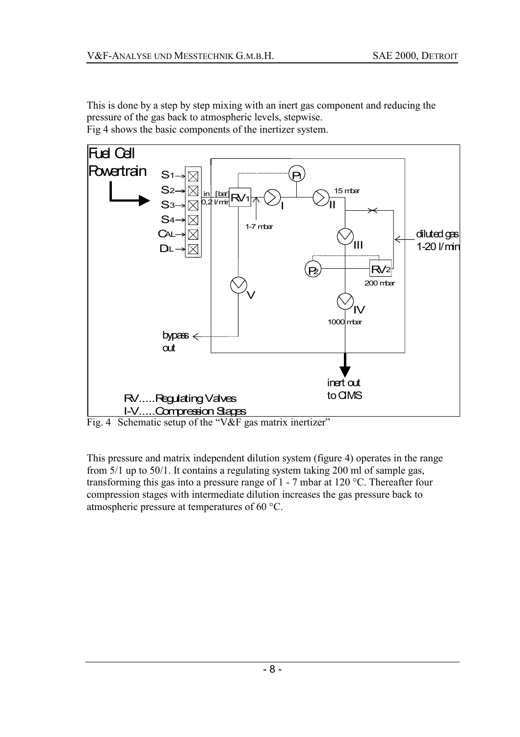This is done by a step by step mixing with an inert gas component and reducing the pressure of the gas back to atmospheric levels, stepwise.
Fig 4 shows the basic components of the inertizer system.

Fig. 4 Schematic setup of the "V&F gas matrix inertizer"

This pressure and matrix independent dilution system (figure 4) operates in the range from 5/1 up to 50/1. It contains a regulating system taking 200 ml of sample gas, transforming this gas into a pressure range of 1 - 7 mbar at 120 °C. Thereafter four compression stages with intermediate dilution increases the gas pressure back to atmospheric pressure at temperatures of 60 °C.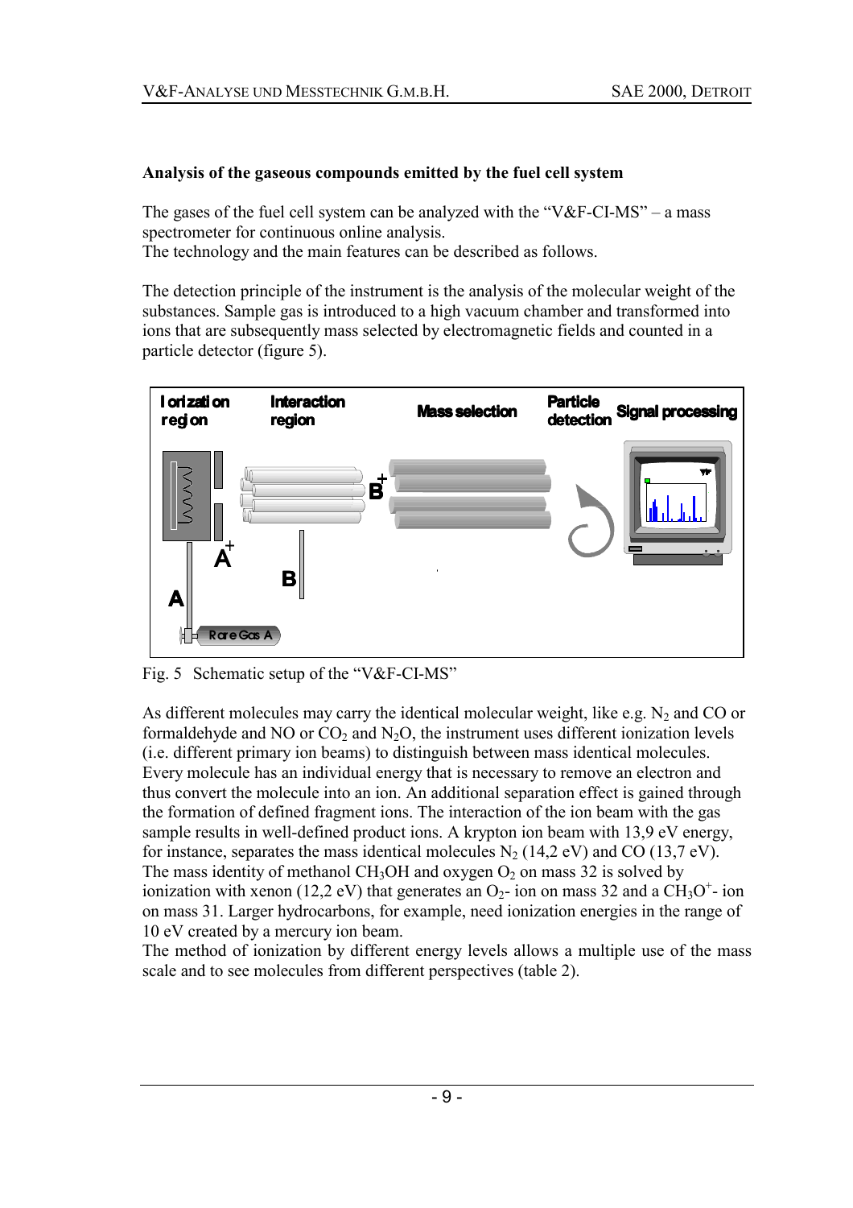**Analysis of the gaseous compounds emitted by the fuel cell system**

The gases of the fuel cell system can be analyzed with the "V&F-CI-MS" – a mass spectrometer for continuous online analysis.
The technology and the main features can be described as follows.

The detection principle of the instrument is the analysis of the molecular weight of the substances. Sample gas is introduced to a high vacuum chamber and transformed into ions that are subsequently mass selected by electromagnetic fields and counted in a particle detector (figure 5).

Fig. 5 Schematic setup of the "V&F-CI-MS"

As different molecules may carry the identical molecular weight, like e.g. $N_2$ and CO or formaldehyde and NO or $CO_2$ and $N_2O$, the instrument uses different ionization levels (i.e. different primary ion beams) to distinguish between mass identical molecules. Every molecule has an individual energy that is necessary to remove an electron and thus convert the molecule into an ion. An additional separation effect is gained through the formation of defined fragment ions. The interaction of the ion beam with the gas sample results in well-defined product ions. A krypton ion beam with 13,9 eV energy, for instance, separates the mass identical molecules $N_2$ (14,2 eV) and CO (13,7 eV). The mass identity of methanol $CH_3OH$ and oxygen $O_2$ on mass 32 is solved by ionization with xenon (12,2 eV) that generates an $O_2$- ion on mass 32 and a $CH_3O^+$- ion on mass 31. Larger hydrocarbons, for example, need ionization energies in the range of 10 eV created by a mercury ion beam.
The method of ionization by different energy levels allows a multiple use of the mass scale and to see molecules from different perspectives (table 2).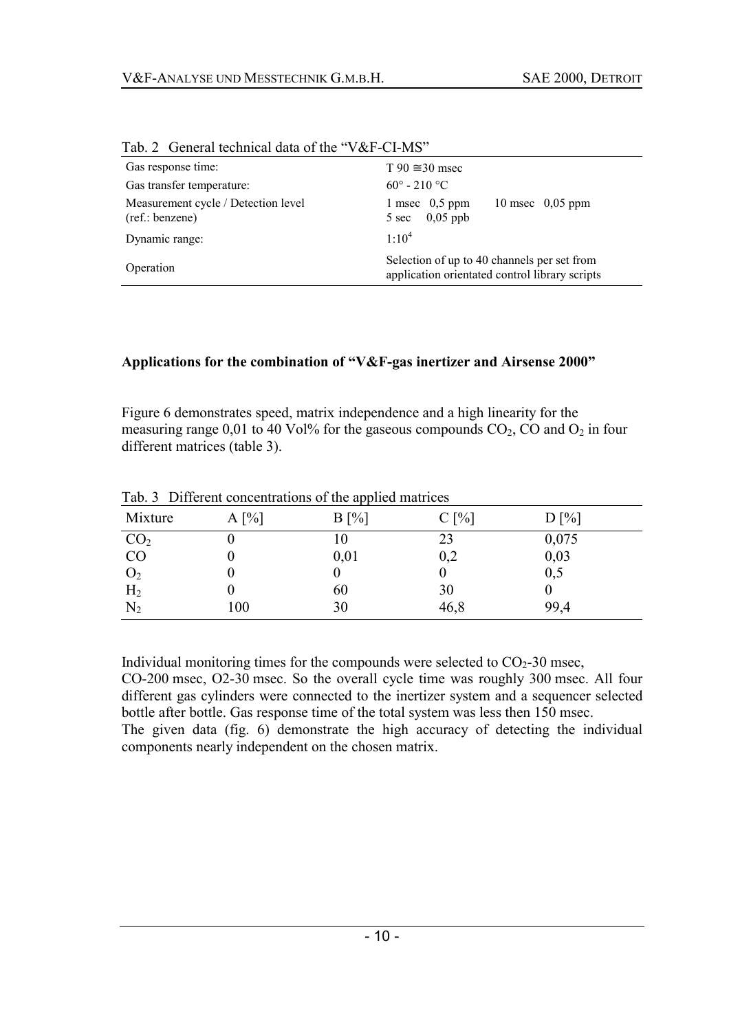Tab. 2 General technical data of the "V&F-CI-MS"

| | |
|---|---|
| Gas response time: | T 90 ≅30 msec |
| Gas transfer temperature: | 60° - 210 °C |
| Measurement cycle / Detection level (ref.: benzene) | 1 msec 0,5 ppm 10 msec 0,05 ppm 5 sec 0,05 ppb |
| Dynamic range: | $1{:}10^4$ |
| Operation | Selection of up to 40 channels per set from application orientated control library scripts |

**Applications for the combination of "V&F-gas inertizer and Airsense 2000"**

Figure 6 demonstrates speed, matrix independence and a high linearity for the measuring range 0,01 to 40 Vol% for the gaseous compounds $CO_2$, CO and $O_2$ in four different matrices (table 3).

Tab. 3 Different concentrations of the applied matrices

| Mixture | A [%] | B [%] | C [%] | D [%] |
|---|---|---|---|---|
| $CO_2$ | 0 | 10 | 23 | 0,075 |
| CO | 0 | 0,01 | 0,2 | 0,03 |
| $O_2$ | 0 | 0 | 0 | 0,5 |
| $H_2$ | 0 | 60 | 30 | 0 |
| $N_2$ | 100 | 30 | 46,8 | 99,4 |

Individual monitoring times for the compounds were selected to $CO_2$-30 msec, CO-200 msec, O2-30 msec. So the overall cycle time was roughly 300 msec. All four different gas cylinders were connected to the inertizer system and a sequencer selected bottle after bottle. Gas response time of the total system was less then 150 msec.
The given data (fig. 6) demonstrate the high accuracy of detecting the individual components nearly independent on the chosen matrix.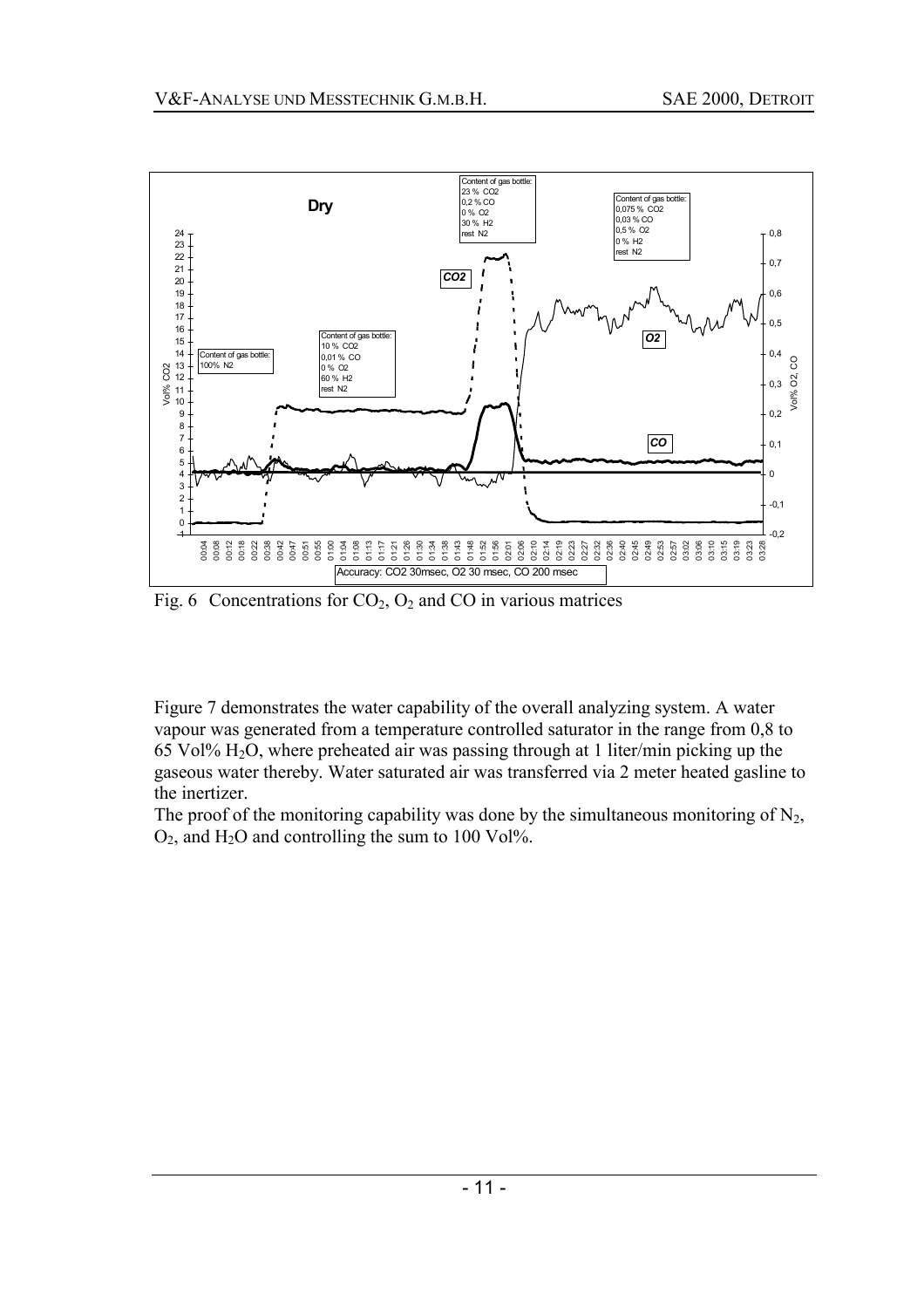Fig. 6 Concentrations for $CO_2$, $O_2$ and CO in various matrices

Figure 7 demonstrates the water capability of the overall analyzing system. A water vapour was generated from a temperature controlled saturator in the range from 0,8 to 65 Vol% $H_2O$, where preheated air was passing through at 1 liter/min picking up the gaseous water thereby. Water saturated air was transferred via 2 meter heated gasline to the inertizer.

The proof of the monitoring capability was done by the simultaneous monitoring of $N_2$, $O_2$, and $H_2O$ and controlling the sum to 100 Vol%.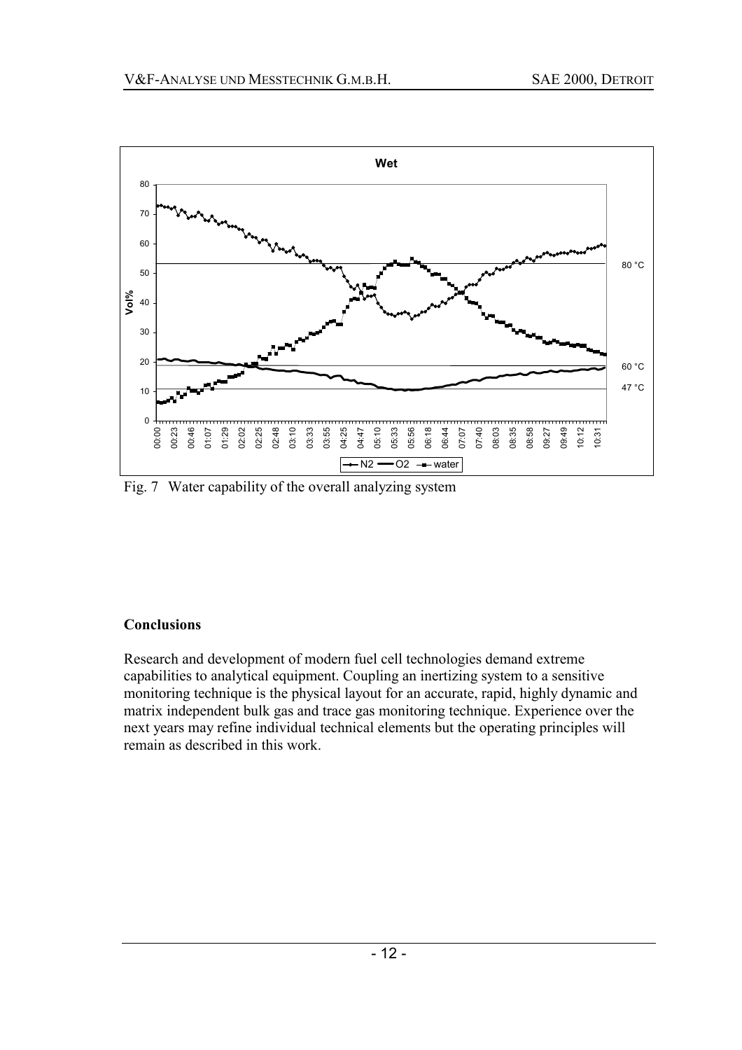Wet

80
70
60
50
40
30
20
10
0

Vol%

00:00 00:23 00:46 01:07 01:29 02:02 02:25 02:48 03:10 03:33 03:55 04:25 04:47 05:10 05:33 05:56 06:18 06:44 07:07 07:40 08:03 08:35 08:58 09:27 09:49 10:12 10:31

80 °C
60 °C
47 °C

N2 O2 water

Fig. 7 Water capability of the overall analyzing system

**Conclusions**

Research and development of modern fuel cell technologies demand extreme capabilities to analytical equipment. Coupling an inertizing system to a sensitive monitoring technique is the physical layout for an accurate, rapid, highly dynamic and matrix independent bulk gas and trace gas monitoring technique. Experience over the next years may refine individual technical elements but the operating principles will remain as described in this work.